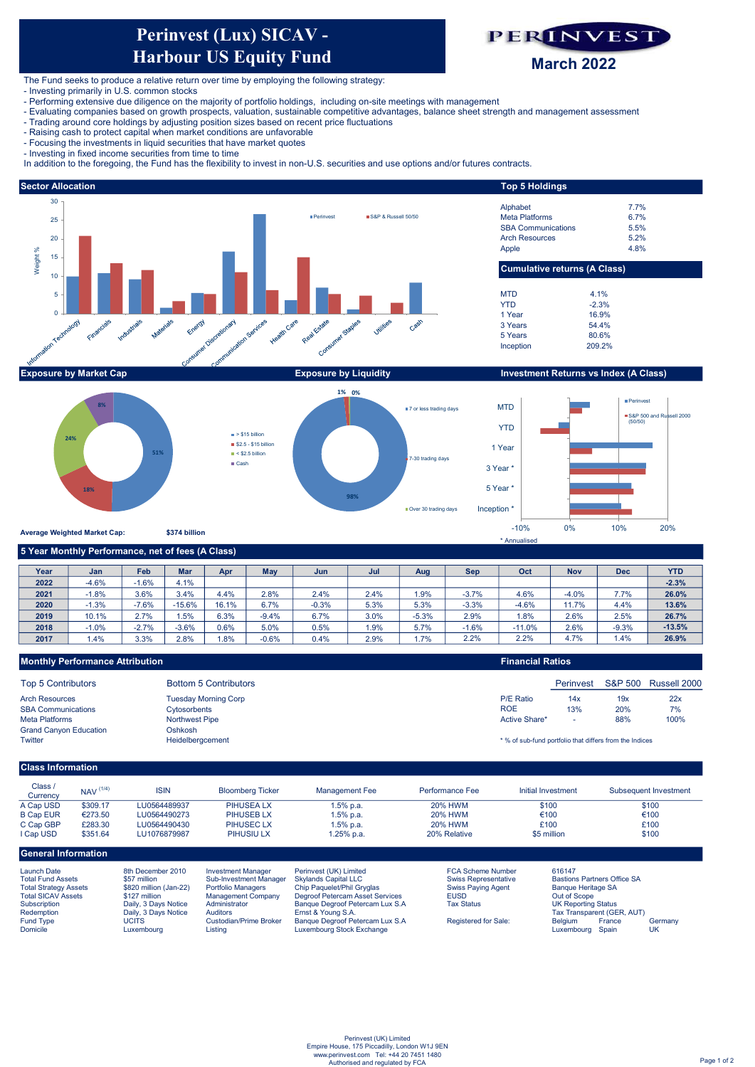# Perinvest (Lux) SICAV - Harbour US Equity Fund

**March 2022**

The Fund seeks to produce a relative return over time by employing the following strategy:
- Investing primarily in U.S. common stocks
- Performing extensive due diligence on the majority of portfolio holdings, including on-site meetings with management
- Evaluating companies based on growth prospects, valuation, sustainable competitive advantages, balance sheet strength and management assessment
- Trading around core holdings by adjusting position sizes based on recent price fluctuations
- Raising cash to protect capital when market conditions are unfavorable
- Focusing the investments in liquid securities that have market quotes
- Investing in fixed income securities from time to time

In addition to the foregoing, the Fund has the flexibility to invest in non-U.S. securities and use options and/or futures contracts.

## Sector Allocation

Weight % — Perinvest vs S&P & Russell 50/50

Information Technology, Financials, Industrials, Materials, Energy, Consumer Discretionary, Communication Services, Health Care, Real Estate, Consumer Staples, Utilities, Cash

## Top 5 Holdings

| | |
|---|---|
| Alphabet | 7.7% |
| Meta Platforms | 6.7% |
| SBA Communications | 5.5% |
| Arch Resources | 5.2% |
| Apple | 4.8% |

## Cumulative returns (A Class)

| | |
|---|---|
| MTD | 4.1% |
| YTD | -2.3% |
| 1 Year | 16.9% |
| 3 Years | 54.4% |
| 5 Years | 80.6% |
| Inception | 209.2% |

## Exposure by Market Cap

- > $15 billion: 51%
- $2.5 - $15 billion: 18%
- < $2.5 billion: 24%
- Cash: 8%

**Average Weighted Market Cap:** **$374 billion**

## Exposure by Liquidity

- 7 or less trading days: 98%
- 7-30 trading days: 1%
- Over 30 trading days: 0%

## Investment Returns vs Index (A Class)

Perinvest vs S&P 500 and Russell 2000 (50/50): MTD, YTD, 1 Year, 3 Year *, 5 Year *, Inception *

\* Annualised

## 5 Year Monthly Performance, net of fees (A Class)

| Year | Jan | Feb | Mar | Apr | May | Jun | Jul | Aug | Sep | Oct | Nov | Dec | YTD |
|---|---|---|---|---|---|---|---|---|---|---|---|---|---|
| **2022** | -4.6% | -1.6% | 4.1% | | | | | | | | | | **-2.3%** |
| **2021** | -1.8% | 3.6% | 3.4% | 4.4% | 2.8% | 2.4% | 2.4% | 1.9% | -3.7% | 4.6% | -4.0% | 7.7% | **26.0%** |
| **2020** | -1.3% | -7.6% | -15.6% | 16.1% | 6.7% | -0.3% | 5.3% | 5.3% | -3.3% | -4.6% | 11.7% | 4.4% | **13.6%** |
| **2019** | 10.1% | 2.7% | 1.5% | 6.3% | -9.4% | 6.7% | 3.0% | -5.3% | 2.9% | 1.8% | 2.6% | 2.5% | **26.7%** |
| **2018** | -1.0% | -2.7% | -3.6% | 0.6% | 5.0% | 0.5% | 1.9% | 5.7% | -1.6% | -11.0% | 2.6% | -9.3% | **-13.5%** |
| **2017** | 1.4% | 3.3% | 2.8% | 1.8% | -0.6% | 0.4% | 2.9% | 1.7% | 2.2% | 2.2% | 4.7% | 1.4% | **26.9%** |

## Monthly Performance Attribution

| Top 5 Contributors | Bottom 5 Contributors |
|---|---|
| Arch Resources | Tuesday Morning Corp |
| SBA Communications | Cytosorbents |
| Meta Platforms | Northwest Pipe |
| Grand Canyon Education | Oshkosh |
| Twitter | Heidelbergcement |

## Financial Ratios

| | Perinvest | S&P 500 | Russell 2000 |
|---|---|---|---|
| P/E Ratio | 14x | 19x | 22x |
| ROE | 13% | 20% | 7% |
| Active Share* | - | 88% | 100% |

\* % of sub-fund portfolio that differs from the Indices

## Class Information

| Class / Currency | NAV [1/4] | ISIN | Bloomberg Ticker | Management Fee | Performance Fee | Initial Investment | Subsequent Investment |
|---|---|---|---|---|---|---|---|
| A Cap USD | $309.17 | LU0564489937 | PIHUSEA LX | 1.5% p.a. | 20% HWM | $100 | $100 |
| B Cap EUR | €273.50 | LU0564490273 | PIHUSEB LX | 1.5% p.a. | 20% HWM | €100 | €100 |
| C Cap GBP | £283.30 | LU0564490430 | PIHUSEC LX | 1.5% p.a. | 20% HWM | £100 | £100 |
| I Cap USD | $351.64 | LU1076879987 | PIHUSIU LX | 1.25% p.a. | 20% Relative | $5 million | $100 |

## General Information

| | | | | | |
|---|---|---|---|---|---|
| Launch Date | 8th December 2010 | Investment Manager | Perinvest (UK) Limited | FCA Scheme Number | 616147 |
| Total Fund Assets | $57 million | Sub-Investment Manager | Skylands Capital LLC | Swiss Representative | Bastions Partners Office SA |
| Total Strategy Assets | $820 million (Jan-22) | Portfolio Managers | Chip Paquelet/Phil Gryglas | Swiss Paying Agent | Banque Heritage SA |
| Total SICAV Assets | $127 million | Management Company | Degroof Petercam Asset Services | EUSD | Out of Scope |
| Subscription | Daily, 3 Days Notice | Administrator | Banque Degroof Petercam Lux S.A | Tax Status | UK Reporting Status |
| Redemption | Daily, 3 Days Notice | Auditors | Ernst & Young S.A. | | Tax Transparent (GER, AUT) |
| Fund Type | UCITS | Custodian/Prime Broker | Banque Degroof Petercam Lux S.A | Registered for Sale: | Belgium, France, Germany |
| Domicile | Luxembourg | Listing | Luxembourg Stock Exchange | | Luxembourg, Spain, UK |

Perinvest (UK) Limited
Empire House, 175 Piccadilly, London W1J 9EN
www.perinvest.com Tel: +44 20 7451 1480
Authorised and regulated by FCA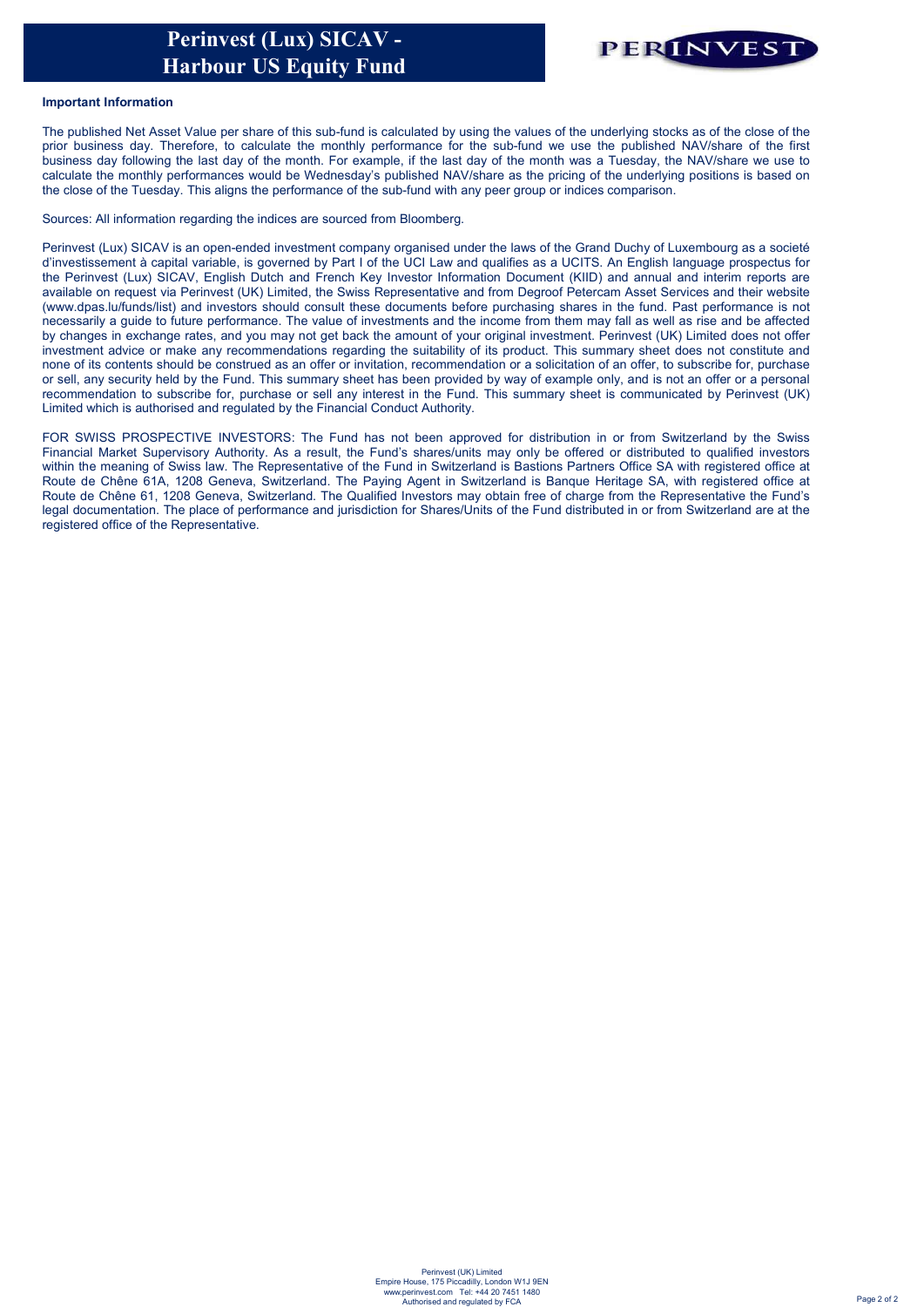# Perinvest (Lux) SICAV - Harbour US Equity Fund

**Important Information**

The published Net Asset Value per share of this sub-fund is calculated by using the values of the underlying stocks as of the close of the prior business day. Therefore, to calculate the monthly performance for the sub-fund we use the published NAV/share of the first business day following the last day of the month. For example, if the last day of the month was a Tuesday, the NAV/share we use to calculate the monthly performances would be Wednesday's published NAV/share as the pricing of the underlying positions is based on the close of the Tuesday. This aligns the performance of the sub-fund with any peer group or indices comparison.

Sources: All information regarding the indices are sourced from Bloomberg.

Perinvest (Lux) SICAV is an open-ended investment company organised under the laws of the Grand Duchy of Luxembourg as a societé d'investissement à capital variable, is governed by Part I of the UCI Law and qualifies as a UCITS. An English language prospectus for the Perinvest (Lux) SICAV, English Dutch and French Key Investor Information Document (KIID) and annual and interim reports are available on request via Perinvest (UK) Limited, the Swiss Representative and from Degroof Petercam Asset Services and their website (www.dpas.lu/funds/list) and investors should consult these documents before purchasing shares in the fund. Past performance is not necessarily a guide to future performance. The value of investments and the income from them may fall as well as rise and be affected by changes in exchange rates, and you may not get back the amount of your original investment. Perinvest (UK) Limited does not offer investment advice or make any recommendations regarding the suitability of its product. This summary sheet does not constitute and none of its contents should be construed as an offer or invitation, recommendation or a solicitation of an offer, to subscribe for, purchase or sell, any security held by the Fund. This summary sheet has been provided by way of example only, and is not an offer or a personal recommendation to subscribe for, purchase or sell any interest in the Fund. This summary sheet is communicated by Perinvest (UK) Limited which is authorised and regulated by the Financial Conduct Authority.

FOR SWISS PROSPECTIVE INVESTORS: The Fund has not been approved for distribution in or from Switzerland by the Swiss Financial Market Supervisory Authority. As a result, the Fund's shares/units may only be offered or distributed to qualified investors within the meaning of Swiss law. The Representative of the Fund in Switzerland is Bastions Partners Office SA with registered office at Route de Chêne 61A, 1208 Geneva, Switzerland. The Paying Agent in Switzerland is Banque Heritage SA, with registered office at Route de Chêne 61, 1208 Geneva, Switzerland. The Qualified Investors may obtain free of charge from the Representative the Fund's legal documentation. The place of performance and jurisdiction for Shares/Units of the Fund distributed in or from Switzerland are at the registered office of the Representative.